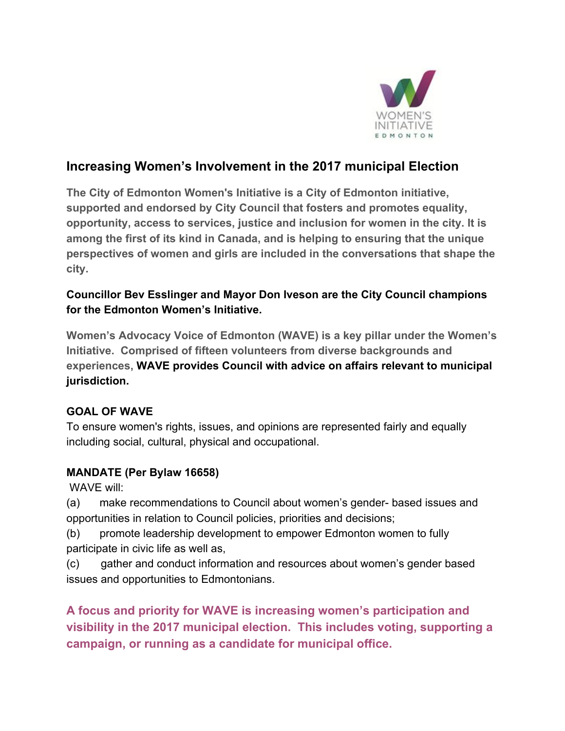# Increasing Women's Involvement in the 2017 municipal Election

**The City of Edmonton Women's Initiative is a City of Edmonton initiative, supported and endorsed by City Council that fosters and promotes equality, opportunity, access to services, justice and inclusion for women in the city. It is among the first of its kind in Canada, and is helping to ensuring that the unique perspectives of women and girls are included in the conversations that shape the city.**

**Councillor Bev Esslinger and Mayor Don Iveson are the City Council champions for the Edmonton Women's Initiative.**

**Women's Advocacy Voice of Edmonton (WAVE) is a key pillar under the Women's Initiative. Comprised of fifteen volunteers from diverse backgrounds and experiences, WAVE provides Council with advice on affairs relevant to municipal jurisdiction.**

**GOAL OF WAVE**

To ensure women's rights, issues, and opinions are represented fairly and equally including social, cultural, physical and occupational.

**MANDATE (Per Bylaw 16658)**

WAVE will:

(a) make recommendations to Council about women's gender- based issues and opportunities in relation to Council policies, priorities and decisions;

(b) promote leadership development to empower Edmonton women to fully participate in civic life as well as,

(c) gather and conduct information and resources about women's gender based issues and opportunities to Edmontonians.

**A focus and priority for WAVE is increasing women's participation and visibility in the 2017 municipal election. This includes voting, supporting a campaign, or running as a candidate for municipal office.**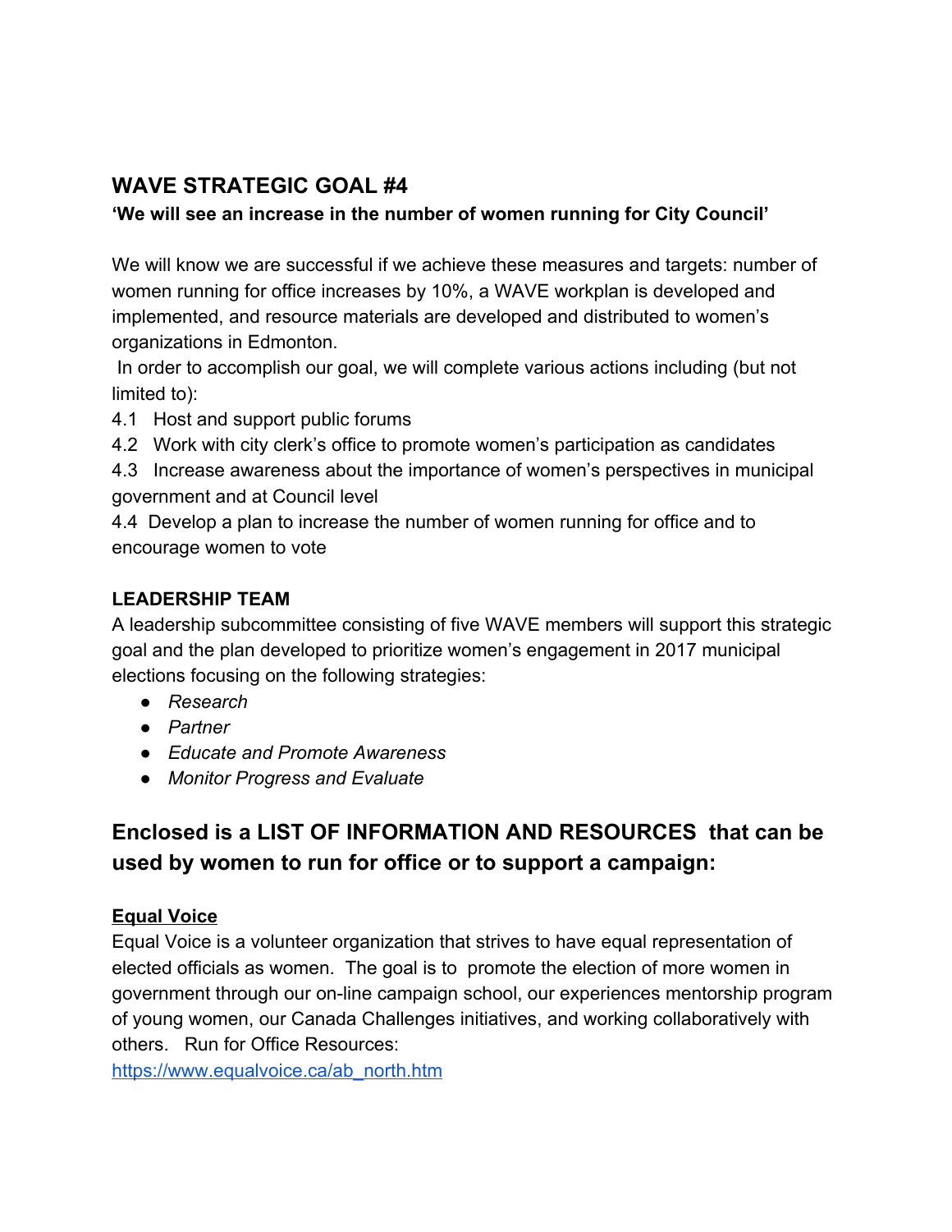## WAVE STRATEGIC GOAL #4

**'We will see an increase in the number of women running for City Council'**

We will know we are successful if we achieve these measures and targets: number of women running for office increases by 10%, a WAVE workplan is developed and implemented, and resource materials are developed and distributed to women's organizations in Edmonton.

In order to accomplish our goal, we will complete various actions including (but not limited to):

4.1 Host and support public forums

4.2 Work with city clerk's office to promote women's participation as candidates

4.3 Increase awareness about the importance of women's perspectives in municipal government and at Council level

4.4 Develop a plan to increase the number of women running for office and to encourage women to vote

**LEADERSHIP TEAM**

A leadership subcommittee consisting of five WAVE members will support this strategic goal and the plan developed to prioritize women's engagement in 2017 municipal elections focusing on the following strategies:

- *Research*
- *Partner*
- *Educate and Promote Awareness*
- *Monitor Progress and Evaluate*

## Enclosed is a LIST OF INFORMATION AND RESOURCES that can be used by women to run for office or to support a campaign:

**Equal Voice**

Equal Voice is a volunteer organization that strives to have equal representation of elected officials as women. The goal is to promote the election of more women in government through our on-line campaign school, our experiences mentorship program of young women, our Canada Challenges initiatives, and working collaboratively with others. Run for Office Resources:
[https://www.equalvoice.ca/ab_north.htm](https://www.equalvoice.ca/ab_north.htm)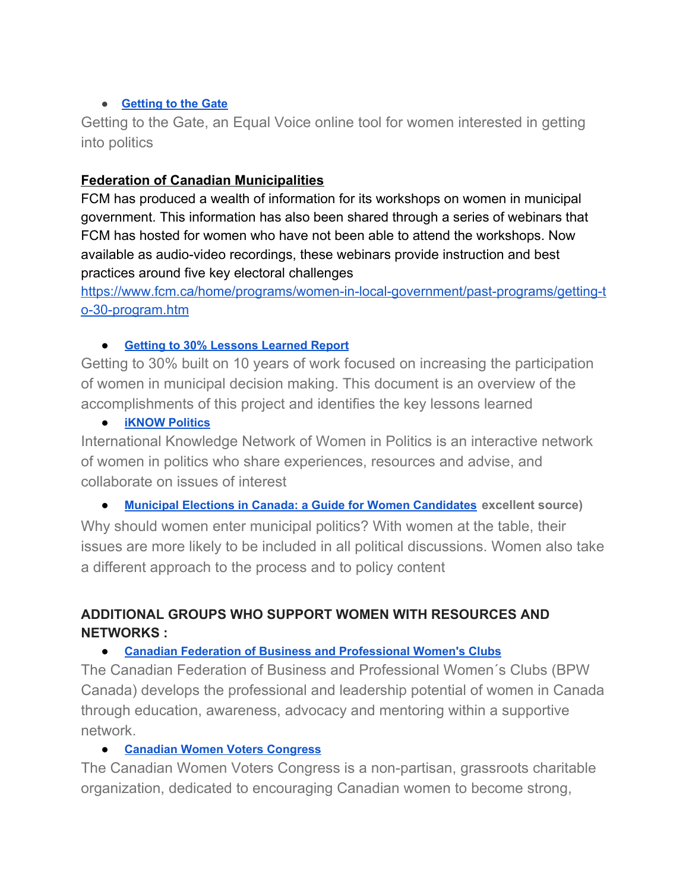- **Getting to the Gate**

Getting to the Gate, an Equal Voice online tool for women interested in getting into politics

**Federation of Canadian Municipalities**

FCM has produced a wealth of information for its workshops on women in municipal government. This information has also been shared through a series of webinars that FCM has hosted for women who have not been able to attend the workshops. Now available as audio-video recordings, these webinars provide instruction and best practices around five key electoral challenges
https://www.fcm.ca/home/programs/women-in-local-government/past-programs/getting-to-30-program.htm

- **Getting to 30% Lessons Learned Report**

Getting to 30% built on 10 years of work focused on increasing the participation of women in municipal decision making. This document is an overview of the accomplishments of this project and identifies the key lessons learned

- **iKNOW Politics**

International Knowledge Network of Women in Politics is an interactive network of women in politics who share experiences, resources and advise, and collaborate on issues of interest

- **Municipal Elections in Canada: a Guide for Women Candidates** **excellent source)**

Why should women enter municipal politics? With women at the table, their issues are more likely to be included in all political discussions. Women also take a different approach to the process and to policy content

**ADDITIONAL GROUPS WHO SUPPORT WOMEN WITH RESOURCES AND NETWORKS :**

- **Canadian Federation of Business and Professional Women's Clubs**

The Canadian Federation of Business and Professional Women´s Clubs (BPW Canada) develops the professional and leadership potential of women in Canada through education, awareness, advocacy and mentoring within a supportive network.

- **Canadian Women Voters Congress**

The Canadian Women Voters Congress is a non-partisan, grassroots charitable organization, dedicated to encouraging Canadian women to become strong,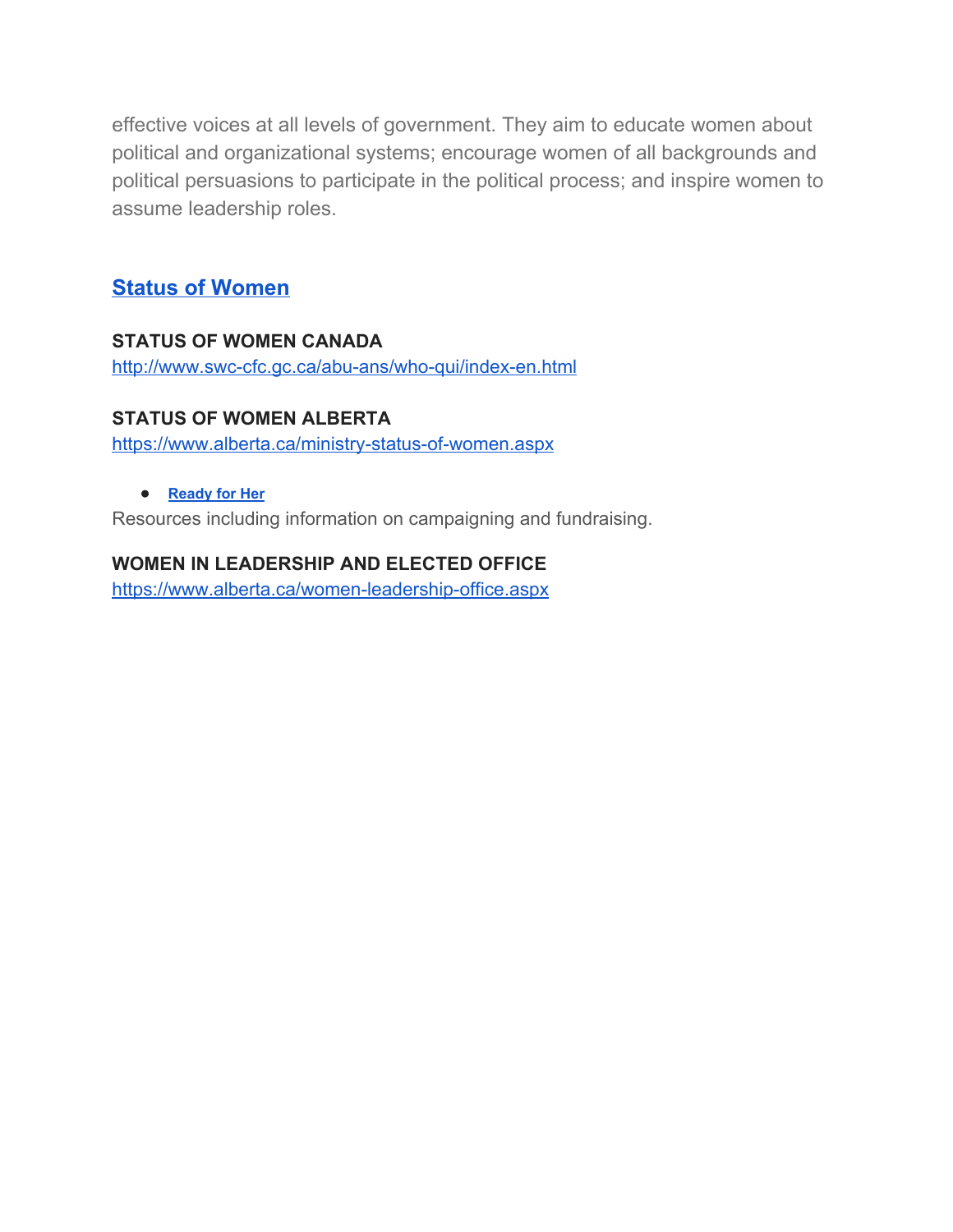effective voices at all levels of government. They aim to educate women about political and organizational systems; encourage women of all backgrounds and political persuasions to participate in the political process; and inspire women to assume leadership roles.

## Status of Women

**STATUS OF WOMEN CANADA**
http://www.swc-cfc.gc.ca/abu-ans/who-qui/index-en.html

**STATUS OF WOMEN ALBERTA**
https://www.alberta.ca/ministry-status-of-women.aspx

- **Ready for Her**

Resources including information on campaigning and fundraising.

**WOMEN IN LEADERSHIP AND ELECTED OFFICE**
https://www.alberta.ca/women-leadership-office.aspx